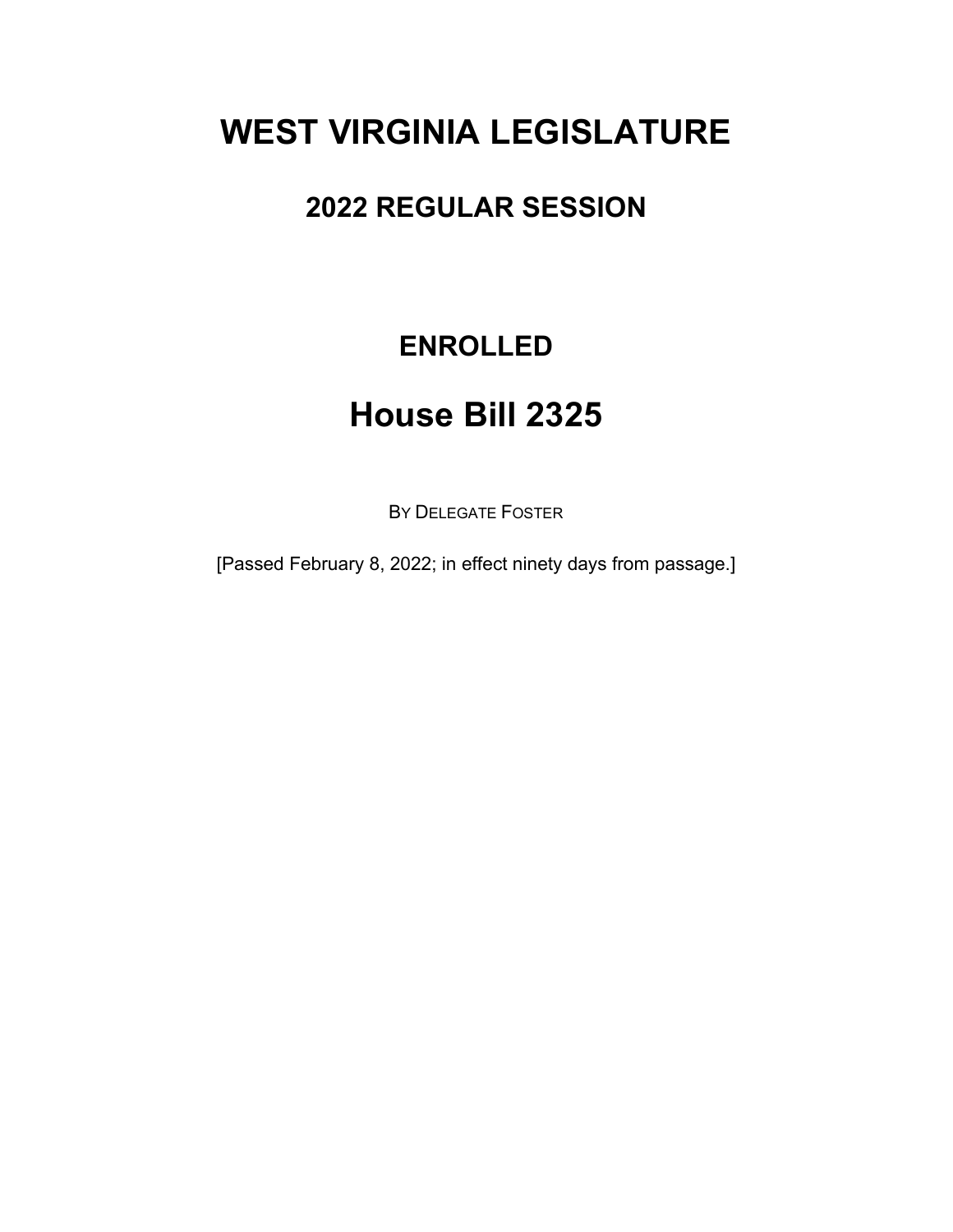# WEST VIRGINIA LEGISLATURE

## 2022 REGULAR SESSION

## ENROLLED

# House Bill 2325

BY DELEGATE FOSTER

[Passed February 8, 2022; in effect ninety days from passage.]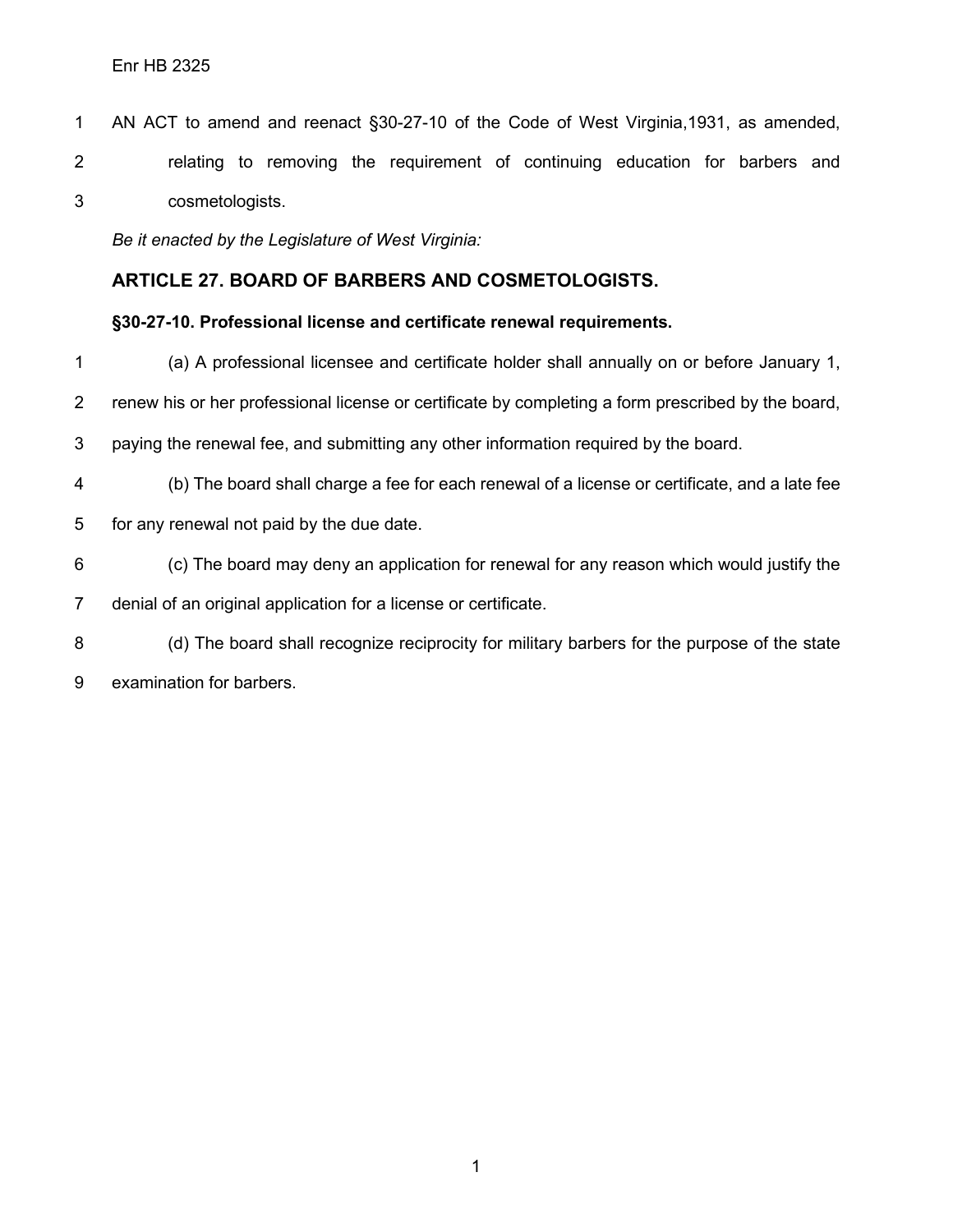AN ACT to amend and reenact §30-27-10 of the Code of West Virginia,1931, as amended, relating to removing the requirement of continuing education for barbers and cosmetologists.

*Be it enacted by the Legislature of West Virginia:*

## ARTICLE 27. BOARD OF BARBERS AND COSMETOLOGISTS.

### §30-27-10. Professional license and certificate renewal requirements.

(a) A professional licensee and certificate holder shall annually on or before January 1, renew his or her professional license or certificate by completing a form prescribed by the board, paying the renewal fee, and submitting any other information required by the board.

(b) The board shall charge a fee for each renewal of a license or certificate, and a late fee for any renewal not paid by the due date.

(c) The board may deny an application for renewal for any reason which would justify the denial of an original application for a license or certificate.

(d) The board shall recognize reciprocity for military barbers for the purpose of the state examination for barbers.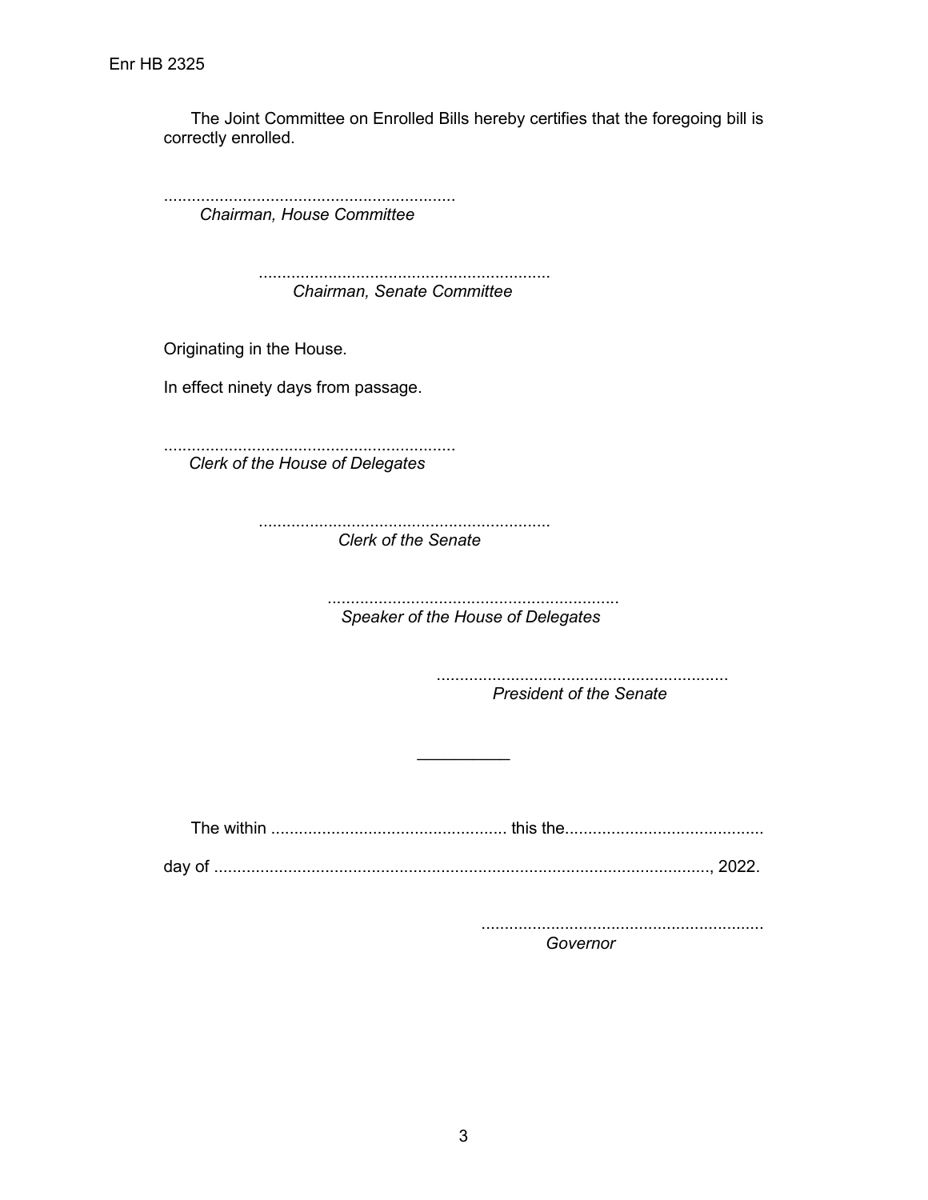The Joint Committee on Enrolled Bills hereby certifies that the foregoing bill is correctly enrolled.

...............................................................
*Chairman, House Committee*

...............................................................
*Chairman, Senate Committee*

Originating in the House.

In effect ninety days from passage.

...............................................................
*Clerk of the House of Delegates*

...............................................................
*Clerk of the Senate*

...............................................................
*Speaker of the House of Delegates*

...............................................................
*President of the Senate*

__________

The within .................................................. this the.......................................... day of ..........................................................................................................., 2022.

.............................................................
*Governor*